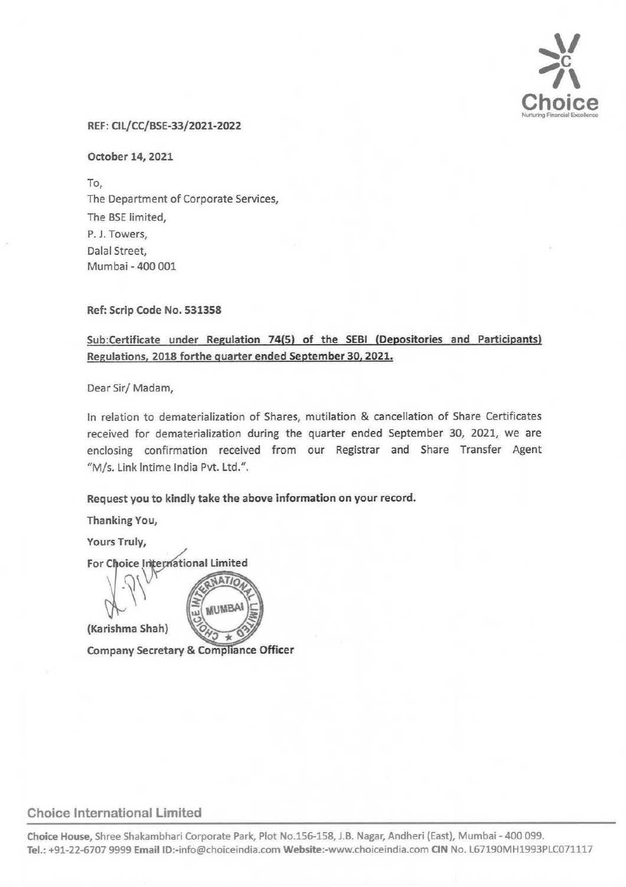REF: CIL/CC/BSE-33/2021-2022

October 14, 2021

To,
The Department of Corporate Services,
The BSE limited,
P. J. Towers,
Dalal Street,
Mumbai - 400 001

**Ref: Scrip Code No. 531358**

**Sub:Certificate under Regulation 74(5) of the SEBI (Depositories and Participants) Regulations, 2018 forthe quarter ended September 30, 2021.**

Dear Sir/ Madam,

In relation to dematerialization of Shares, mutilation & cancellation of Share Certificates received for dematerialization during the quarter ended September 30, 2021, we are enclosing confirmation received from our Registrar and Share Transfer Agent "M/s. Link Intime India Pvt. Ltd.".

**Request you to kindly take the above information on your record.**

**Thanking You,**

**Yours Truly,**

**For Choice International Limited**

**(Karishma Shah)**

**Company Secretary & Compliance Officer**

**Choice International Limited**

**Choice House,** Shree Shakambhari Corporate Park, Plot No.156-158, J.B. Nagar, Andheri (East), Mumbai - 400 099.
**Tel.:** +91-22-6707 9999 **Email ID:**-info@choiceindia.com **Website:**-www.choiceindia.com **CIN** No. L67190MH1993PLC071117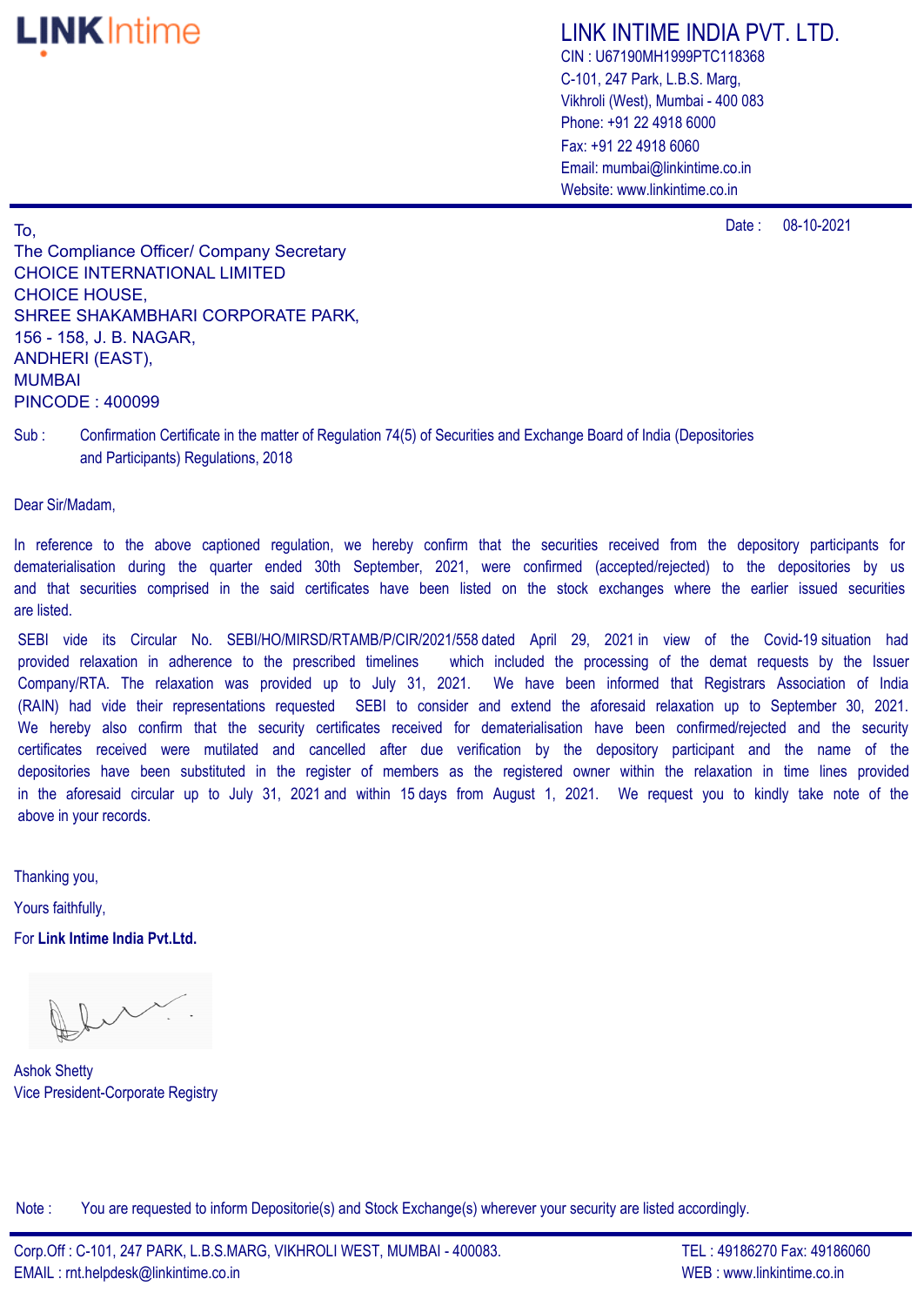# LINK Intime

**LINK INTIME INDIA PVT. LTD.**
CIN : U67190MH1999PTC118368
C-101, 247 Park, L.B.S. Marg,
Vikhroli (West), Mumbai - 400 083
Phone: +91 22 4918 6000
Fax: +91 22 4918 6060
Email: mumbai@linkintime.co.in
Website: www.linkintime.co.in

Date : 08-10-2021

To,
The Compliance Officer/ Company Secretary
CHOICE INTERNATIONAL LIMITED
CHOICE HOUSE,
SHREE SHAKAMBHARI CORPORATE PARK,
156 - 158, J. B. NAGAR,
ANDHERI (EAST),
MUMBAI
PINCODE : 400099

Sub : Confirmation Certificate in the matter of Regulation 74(5) of Securities and Exchange Board of India (Depositories and Participants) Regulations, 2018

Dear Sir/Madam,

In reference to the above captioned regulation, we hereby confirm that the securities received from the depository participants for dematerialisation during the quarter ended 30th September, 2021, were confirmed (accepted/rejected) to the depositories by us and that securities comprised in the said certificates have been listed on the stock exchanges where the earlier issued securities are listed.

SEBI vide its Circular No. SEBI/HO/MIRSD/RTAMB/P/CIR/2021/558 dated April 29, 2021 in view of the Covid-19 situation had provided relaxation in adherence to the prescribed timelines which included the processing of the demat requests by the Issuer Company/RTA. The relaxation was provided up to July 31, 2021. We have been informed that Registrars Association of India (RAIN) had vide their representations requested SEBI to consider and extend the aforesaid relaxation up to September 30, 2021. We hereby also confirm that the security certificates received for dematerialisation have been confirmed/rejected and the security certificates received were mutilated and cancelled after due verification by the depository participant and the name of the depositories have been substituted in the register of members as the registered owner within the relaxation in time lines provided in the aforesaid circular up to July 31, 2021 and within 15 days from August 1, 2021. We request you to kindly take note of the above in your records.

Thanking you,

Yours faithfully,

For **Link Intime India Pvt.Ltd.**

Ashok Shetty
Vice President-Corporate Registry

Note : You are requested to inform Depositorie(s) and Stock Exchange(s) wherever your security are listed accordingly.

Corp.Off : C-101, 247 PARK, L.B.S.MARG, VIKHROLI WEST, MUMBAI - 400083.
EMAIL : rnt.helpdesk@linkintime.co.in
TEL : 49186270 Fax: 49186060
WEB : www.linkintime.co.in